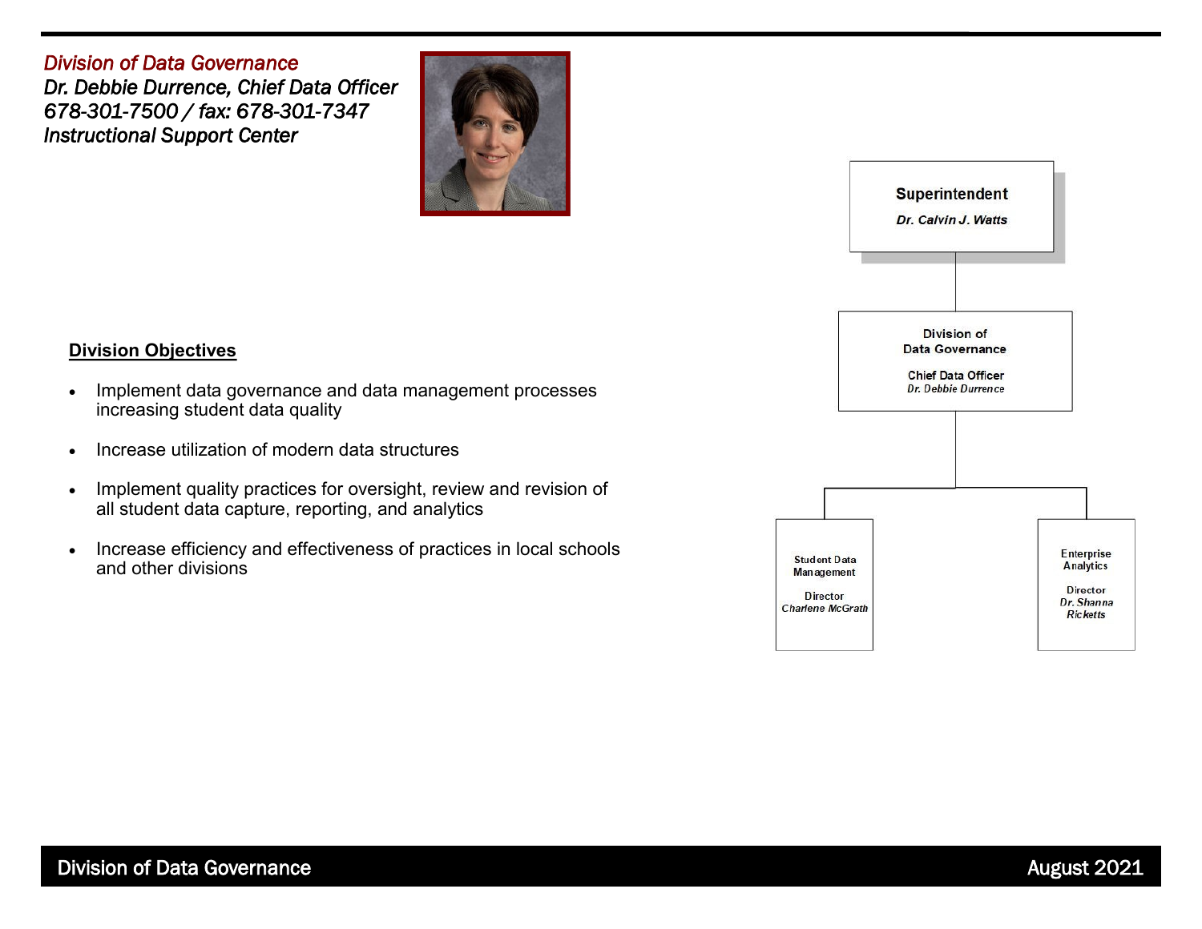*Division of Data Governance*
*Dr. Debbie Durrence, Chief Data Officer*
*678-301-7500 / fax: 678-301-7347*
*Instructional Support Center*

**Superintendent**
*Dr. Calvin J. Watts*

Division of Data Governance
Chief Data Officer
*Dr. Debbie Durrence*

Student Data Management
Director
*Charlene McGrath*

Enterprise Analytics
Director
*Dr. Shanna Ricketts*

## Division Objectives

- Implement data governance and data management processes increasing student data quality
- Increase utilization of modern data structures
- Implement quality practices for oversight, review and revision of all student data capture, reporting, and analytics
- Increase efficiency and effectiveness of practices in local schools and other divisions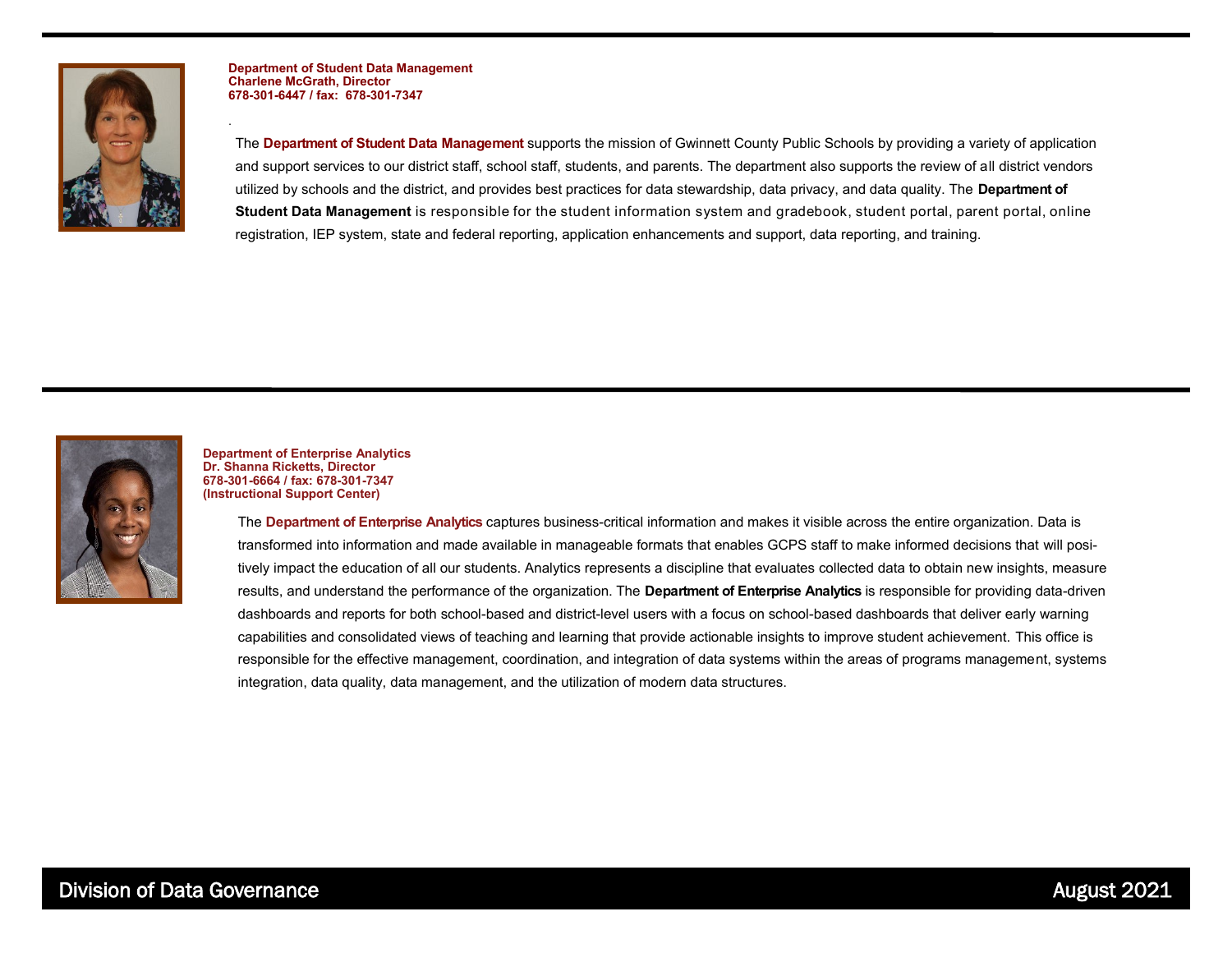**Department of Student Data Management**
**Charlene McGrath, Director**
**678-301-6447 / fax: 678-301-7347**

The **Department of Student Data Management** supports the mission of Gwinnett County Public Schools by providing a variety of application and support services to our district staff, school staff, students, and parents. The department also supports the review of all district vendors utilized by schools and the district, and provides best practices for data stewardship, data privacy, and data quality. The **Department of Student Data Management** is responsible for the student information system and gradebook, student portal, parent portal, online registration, IEP system, state and federal reporting, application enhancements and support, data reporting, and training.

**Department of Enterprise Analytics**
**Dr. Shanna Ricketts, Director**
**678-301-6664 / fax: 678-301-7347**
**(Instructional Support Center)**

The **Department of Enterprise Analytics** captures business-critical information and makes it visible across the entire organization. Data is transformed into information and made available in manageable formats that enables GCPS staff to make informed decisions that will positively impact the education of all our students. Analytics represents a discipline that evaluates collected data to obtain new insights, measure results, and understand the performance of the organization. The **Department of Enterprise Analytics** is responsible for providing data-driven dashboards and reports for both school-based and district-level users with a focus on school-based dashboards that deliver early warning capabilities and consolidated views of teaching and learning that provide actionable insights to improve student achievement. This office is responsible for the effective management, coordination, and integration of data systems within the areas of programs management, systems integration, data quality, data management, and the utilization of modern data structures.